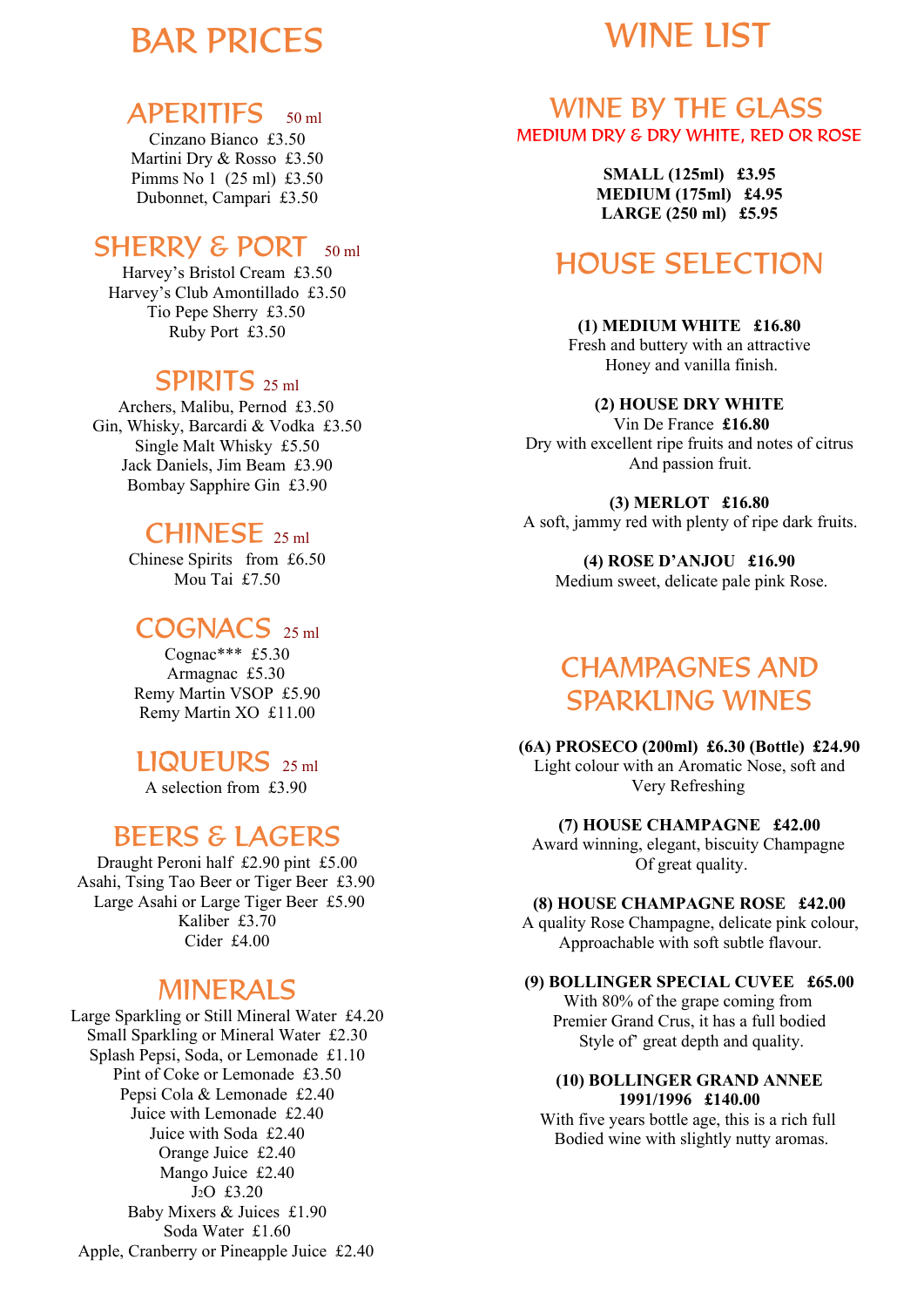# BAR PRICES

## APERITIFS 50 ml

Cinzano Bianco £3.50
Martini Dry & Rosso £3.50
Pimms No 1 (25 ml) £3.50
Dubonnet, Campari £3.50

## SHERRY & PORT 50 ml

Harvey's Bristol Cream £3.50
Harvey's Club Amontillado £3.50
Tio Pepe Sherry £3.50
Ruby Port £3.50

## SPIRITS 25 ml

Archers, Malibu, Pernod £3.50
Gin, Whisky, Barcardi & Vodka £3.50
Single Malt Whisky £5.50
Jack Daniels, Jim Beam £3.90
Bombay Sapphire Gin £3.90

## CHINESE 25 ml

Chinese Spirits from £6.50
Mou Tai £7.50

## COGNACS 25 ml

Cognac*** £5.30
Armagnac £5.30
Remy Martin VSOP £5.90
Remy Martin XO £11.00

## LIQUEURS 25 ml

A selection from £3.90

## BEERS & LAGERS

Draught Peroni half £2.90 pint £5.00
Asahi, Tsing Tao Beer or Tiger Beer £3.90
Large Asahi or Large Tiger Beer £5.90
Kaliber £3.70
Cider £4.00

## MINERALS

Large Sparkling or Still Mineral Water £4.20
Small Sparkling or Mineral Water £2.30
Splash Pepsi, Soda, or Lemonade £1.10
Pint of Coke or Lemonade £3.50
Pepsi Cola & Lemonade £2.40
Juice with Lemonade £2.40
Juice with Soda £2.40
Orange Juice £2.40
Mango Juice £2.40
$J_2O$ £3.20
Baby Mixers & Juices £1.90
Soda Water £1.60
Apple, Cranberry or Pineapple Juice £2.40

# WINE LIST

## WINE BY THE GLASS

MEDIUM DRY & DRY WHITE, RED OR ROSE

**SMALL (125ml) £3.95**
**MEDIUM (175ml) £4.95**
**LARGE (250 ml) £5.95**

## HOUSE SELECTION

**(1) MEDIUM WHITE £16.80**
Fresh and buttery with an attractive
Honey and vanilla finish.

**(2) HOUSE DRY WHITE**
Vin De France **£16.80**
Dry with excellent ripe fruits and notes of citrus
And passion fruit.

**(3) MERLOT £16.80**
A soft, jammy red with plenty of ripe dark fruits.

**(4) ROSE D'ANJOU £16.90**
Medium sweet, delicate pale pink Rose.

## CHAMPAGNES AND SPARKLING WINES

**(6A) PROSECO (200ml) £6.30 (Bottle) £24.90**
Light colour with an Aromatic Nose, soft and
Very Refreshing

**(7) HOUSE CHAMPAGNE £42.00**
Award winning, elegant, biscuity Champagne
Of great quality.

**(8) HOUSE CHAMPAGNE ROSE £42.00**
A quality Rose Champagne, delicate pink colour,
Approachable with soft subtle flavour.

**(9) BOLLINGER SPECIAL CUVEE £65.00**
With 80% of the grape coming from
Premier Grand Crus, it has a full bodied
Style of' great depth and quality.

**(10) BOLLINGER GRAND ANNEE**
**1991/1996 £140.00**
With five years bottle age, this is a rich full
Bodied wine with slightly nutty aromas.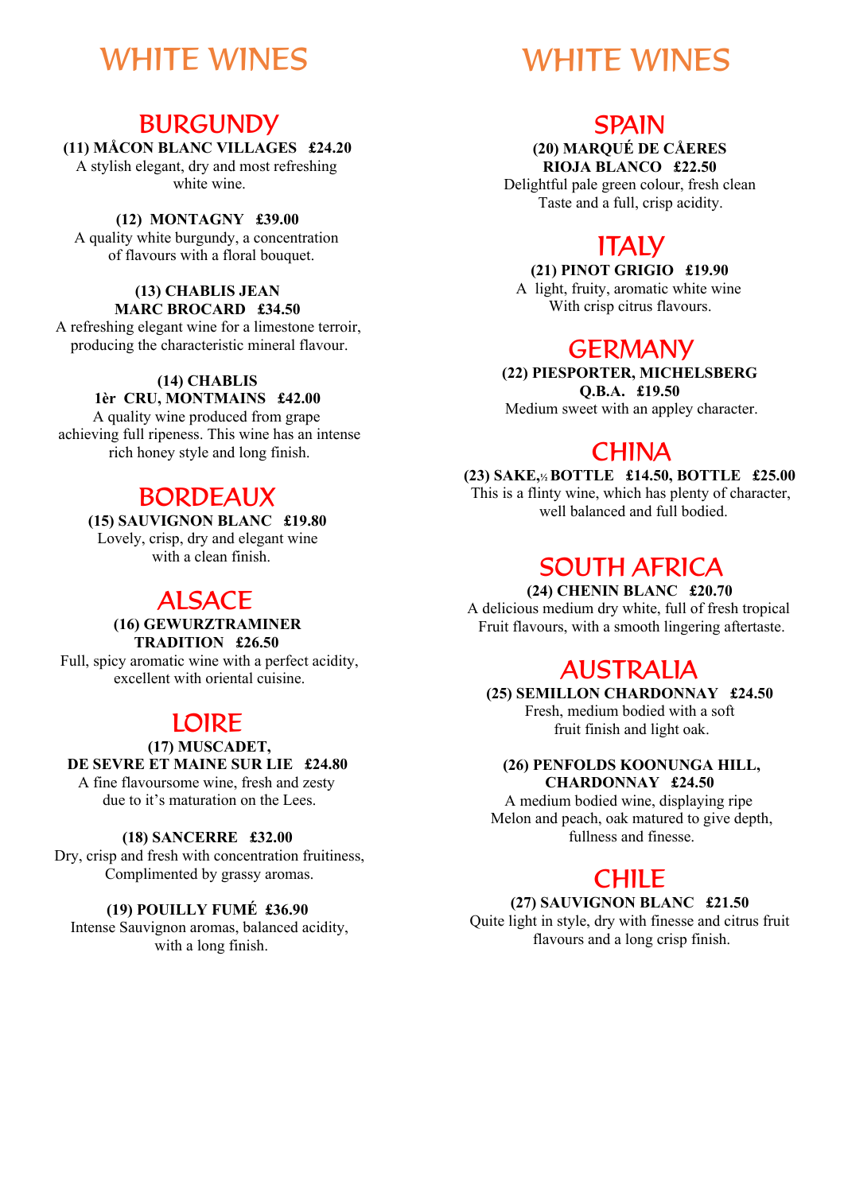# WHITE WINES

## BURGUNDY

**(11) MÅCON BLANC VILLAGES £24.20**
A stylish elegant, dry and most refreshing white wine.

**(12) MONTAGNY £39.00**
A quality white burgundy, a concentration of flavours with a floral bouquet.

**(13) CHABLIS JEAN MARC BROCARD £34.50**
A refreshing elegant wine for a limestone terroir, producing the characteristic mineral flavour.

**(14) CHABLIS 1èr CRU, MONTMAINS £42.00**
A quality wine produced from grape achieving full ripeness. This wine has an intense rich honey style and long finish.

## BORDEAUX

**(15) SAUVIGNON BLANC £19.80**
Lovely, crisp, dry and elegant wine with a clean finish.

## ALSACE

**(16) GEWURZTRAMINER TRADITION £26.50**
Full, spicy aromatic wine with a perfect acidity, excellent with oriental cuisine.

## LOIRE

**(17) MUSCADET, DE SEVRE ET MAINE SUR LIE £24.80**
A fine flavoursome wine, fresh and zesty due to it's maturation on the Lees.

**(18) SANCERRE £32.00**
Dry, crisp and fresh with concentration fruitiness, Complimented by grassy aromas.

**(19) POUILLY FUMÉ £36.90**
Intense Sauvignon aromas, balanced acidity, with a long finish.

# WHITE WINES

## SPAIN

**(20) MARQUÉ DE CÅERES RIOJA BLANCO £22.50**
Delightful pale green colour, fresh clean Taste and a full, crisp acidity.

## ITALY

**(21) PINOT GRIGIO £19.90**
A light, fruity, aromatic white wine With crisp citrus flavours.

## GERMANY

**(22) PIESPORTER, MICHELSBERG Q.B.A. £19.50**
Medium sweet with an appley character.

## CHINA

**(23) SAKE,½ BOTTLE £14.50, BOTTLE £25.00**
This is a flinty wine, which has plenty of character, well balanced and full bodied.

## SOUTH AFRICA

**(24) CHENIN BLANC £20.70**
A delicious medium dry white, full of fresh tropical Fruit flavours, with a smooth lingering aftertaste.

## AUSTRALIA

**(25) SEMILLON CHARDONNAY £24.50**
Fresh, medium bodied with a soft fruit finish and light oak.

**(26) PENFOLDS KOONUNGA HILL, CHARDONNAY £24.50**
A medium bodied wine, displaying ripe Melon and peach, oak matured to give depth, fullness and finesse.

## CHILE

**(27) SAUVIGNON BLANC £21.50**
Quite light in style, dry with finesse and citrus fruit flavours and a long crisp finish.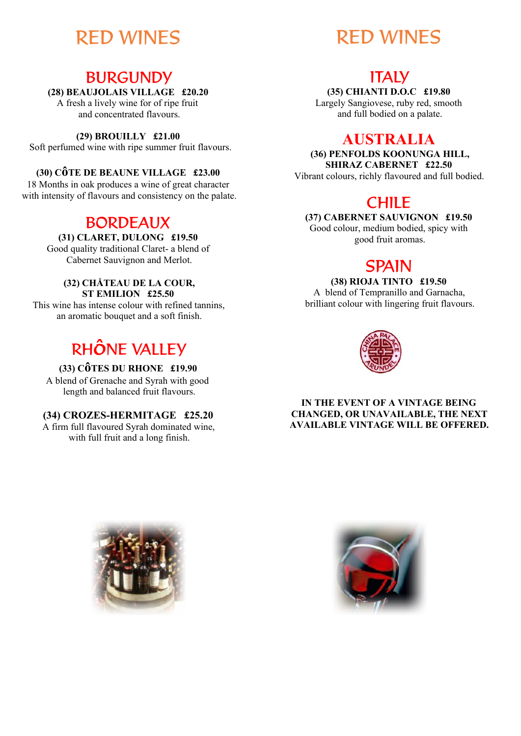# RED WINES

## BURGUNDY

**(28) BEAUJOLAIS VILLAGE £20.20**
A fresh a lively wine for of ripe fruit and concentrated flavours.

**(29) BROUILLY £21.00**
Soft perfumed wine with ripe summer fruit flavours.

**(30) CÔTE DE BEAUNE VILLAGE £23.00**
18 Months in oak produces a wine of great character with intensity of flavours and consistency on the palate.

## BORDEAUX

**(31) CLARET, DULONG £19.50**
Good quality traditional Claret- a blend of Cabernet Sauvignon and Merlot.

**(32) CHÅTEAU DE LA COUR, ST EMILION £25.50**
This wine has intense colour with refined tannins, an aromatic bouquet and a soft finish.

## RHÔNE VALLEY

**(33) CÔTES DU RHONE £19.90**
A blend of Grenache and Syrah with good length and balanced fruit flavours.

**(34) CROZES-HERMITAGE £25.20**
A firm full flavoured Syrah dominated wine, with full fruit and a long finish.

# RED WINES

## ITALY

**(35) CHIANTI D.O.C £19.80**
Largely Sangiovese, ruby red, smooth and full bodied on a palate.

## AUSTRALIA

**(36) PENFOLDS KOONUNGA HILL, SHIRAZ CABERNET £22.50**
Vibrant colours, richly flavoured and full bodied.

## CHILE

**(37) CABERNET SAUVIGNON £19.50**
Good colour, medium bodied, spicy with good fruit aromas.

## SPAIN

**(38) RIOJA TINTO £19.50**
A blend of Tempranillo and Garnacha, brilliant colour with lingering fruit flavours.

**IN THE EVENT OF A VINTAGE BEING CHANGED, OR UNAVAILABLE, THE NEXT AVAILABLE VINTAGE WILL BE OFFERED.**